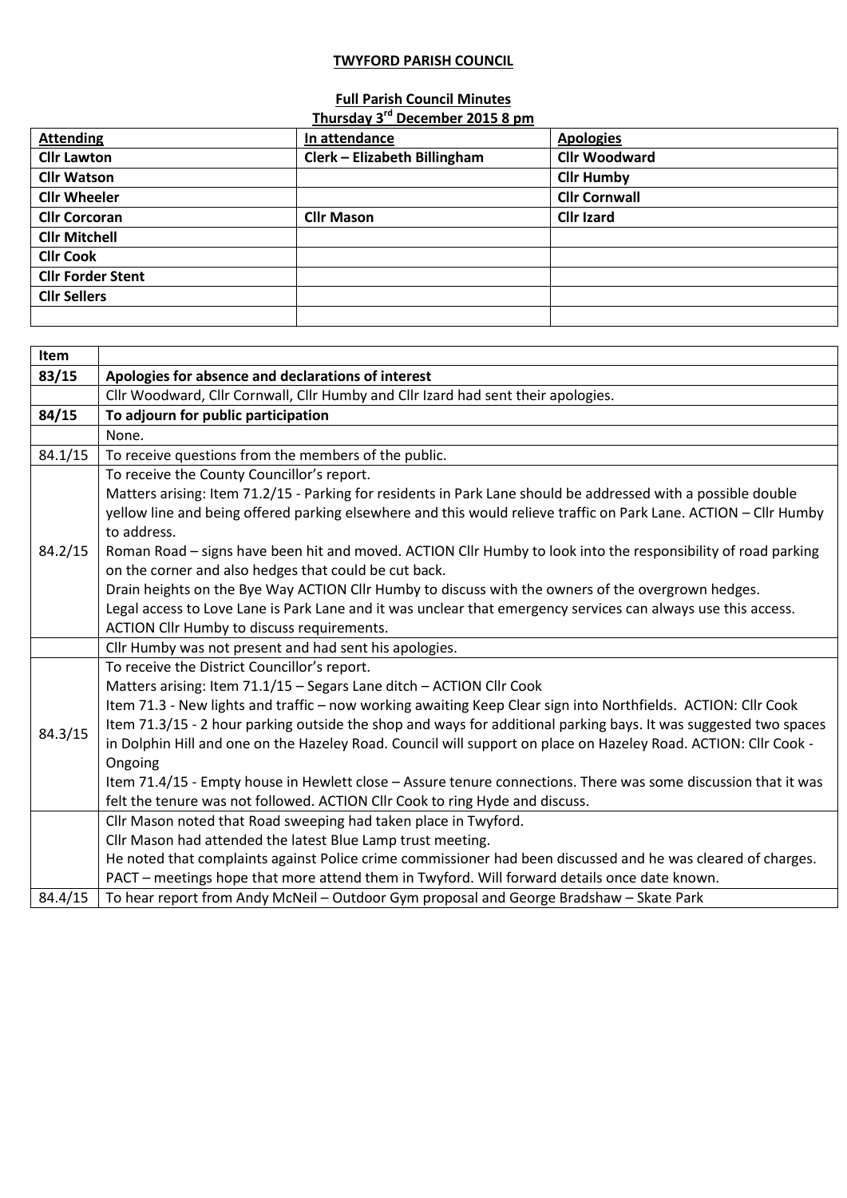**TWYFORD PARISH COUNCIL**

**Full Parish Council Minutes**
**Thursday 3rd December 2015 8 pm**

| Attending | In attendance | Apologies |
|---|---|---|
| Cllr Lawton | Clerk – Elizabeth Billingham | Cllr Woodward |
| Cllr Watson | | Cllr Humby |
| Cllr Wheeler | | Cllr Cornwall |
| Cllr Corcoran | Cllr Mason | Cllr Izard |
| Cllr Mitchell | | |
| Cllr Cook | | |
| Cllr Forder Stent | | |
| Cllr Sellers | | |
| | | |

| Item | |
|---|---|
| **83/15** | **Apologies for absence and declarations of interest** |
| | Cllr Woodward, Cllr Cornwall, Cllr Humby and Cllr Izard had sent their apologies. |
| **84/15** | **To adjourn for public participation** |
| | None. |
| 84.1/15 | To receive questions from the members of the public. |
| 84.2/15 | To receive the County Councillor's report.<br>Matters arising: Item 71.2/15 - Parking for residents in Park Lane should be addressed with a possible double yellow line and being offered parking elsewhere and this would relieve traffic on Park Lane. ACTION – Cllr Humby to address.<br>Roman Road – signs have been hit and moved. ACTION Cllr Humby to look into the responsibility of road parking on the corner and also hedges that could be cut back.<br>Drain heights on the Bye Way ACTION Cllr Humby to discuss with the owners of the overgrown hedges.<br>Legal access to Love Lane is Park Lane and it was unclear that emergency services can always use this access. ACTION Cllr Humby to discuss requirements. |
| | Cllr Humby was not present and had sent his apologies. |
| 84.3/15 | To receive the District Councillor's report.<br>Matters arising: Item 71.1/15 – Segars Lane ditch – ACTION Cllr Cook<br>Item 71.3 - New lights and traffic – now working awaiting Keep Clear sign into Northfields. ACTION: Cllr Cook<br>Item 71.3/15 - 2 hour parking outside the shop and ways for additional parking bays. It was suggested two spaces in Dolphin Hill and one on the Hazeley Road. Council will support on place on Hazeley Road. ACTION: Cllr Cook - Ongoing<br>Item 71.4/15 - Empty house in Hewlett close – Assure tenure connections. There was some discussion that it was felt the tenure was not followed. ACTION Cllr Cook to ring Hyde and discuss. |
| | Cllr Mason noted that Road sweeping had taken place in Twyford.<br>Cllr Mason had attended the latest Blue Lamp trust meeting.<br>He noted that complaints against Police crime commissioner had been discussed and he was cleared of charges.<br>PACT – meetings hope that more attend them in Twyford. Will forward details once date known. |
| 84.4/15 | To hear report from Andy McNeil – Outdoor Gym proposal and George Bradshaw – Skate Park |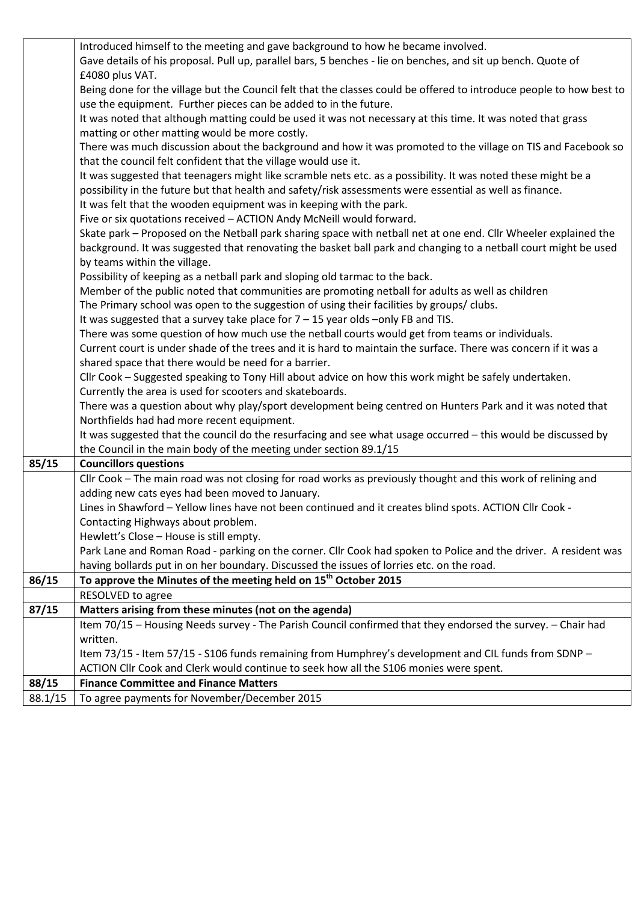| | |
|---|---|
| | Introduced himself to the meeting and gave background to how he became involved.<br>Gave details of his proposal. Pull up, parallel bars, 5 benches - lie on benches, and sit up bench. Quote of £4080 plus VAT.<br>Being done for the village but the Council felt that the classes could be offered to introduce people to how best to use the equipment. Further pieces can be added to in the future.<br>It was noted that although matting could be used it was not necessary at this time. It was noted that grass matting or other matting would be more costly.<br>There was much discussion about the background and how it was promoted to the village on TIS and Facebook so that the council felt confident that the village would use it.<br>It was suggested that teenagers might like scramble nets etc. as a possibility. It was noted these might be a possibility in the future but that health and safety/risk assessments were essential as well as finance.<br>It was felt that the wooden equipment was in keeping with the park.<br>Five or six quotations received – ACTION Andy McNeill would forward.<br>Skate park – Proposed on the Netball park sharing space with netball net at one end. Cllr Wheeler explained the background. It was suggested that renovating the basket ball park and changing to a netball court might be used by teams within the village.<br>Possibility of keeping as a netball park and sloping old tarmac to the back.<br>Member of the public noted that communities are promoting netball for adults as well as children<br>The Primary school was open to the suggestion of using their facilities by groups/ clubs.<br>It was suggested that a survey take place for 7 – 15 year olds –only FB and TIS.<br>There was some question of how much use the netball courts would get from teams or individuals.<br>Current court is under shade of the trees and it is hard to maintain the surface. There was concern if it was a shared space that there would be need for a barrier.<br>Cllr Cook – Suggested speaking to Tony Hill about advice on how this work might be safely undertaken.<br>Currently the area is used for scooters and skateboards.<br>There was a question about why play/sport development being centred on Hunters Park and it was noted that Northfields had had more recent equipment.<br>It was suggested that the council do the resurfacing and see what usage occurred – this would be discussed by the Council in the main body of the meeting under section 89.1/15 |
| **85/15** | **Councillors questions** |
| | Cllr Cook – The main road was not closing for road works as previously thought and this work of relining and adding new cats eyes had been moved to January.<br>Lines in Shawford – Yellow lines have not been continued and it creates blind spots. ACTION Cllr Cook - Contacting Highways about problem.<br>Hewlett's Close – House is still empty.<br>Park Lane and Roman Road - parking on the corner. Cllr Cook had spoken to Police and the driver. A resident was having bollards put in on her boundary. Discussed the issues of lorries etc. on the road. |
| **86/15** | **To approve the Minutes of the meeting held on 15th October 2015** |
| | RESOLVED to agree |
| **87/15** | **Matters arising from these minutes (not on the agenda)** |
| | Item 70/15 – Housing Needs survey - The Parish Council confirmed that they endorsed the survey. – Chair had written.<br>Item 73/15 - Item 57/15 - S106 funds remaining from Humphrey's development and CIL funds from SDNP – ACTION Cllr Cook and Clerk would continue to seek how all the S106 monies were spent. |
| **88/15** | **Finance Committee and Finance Matters** |
| 88.1/15 | To agree payments for November/December 2015 |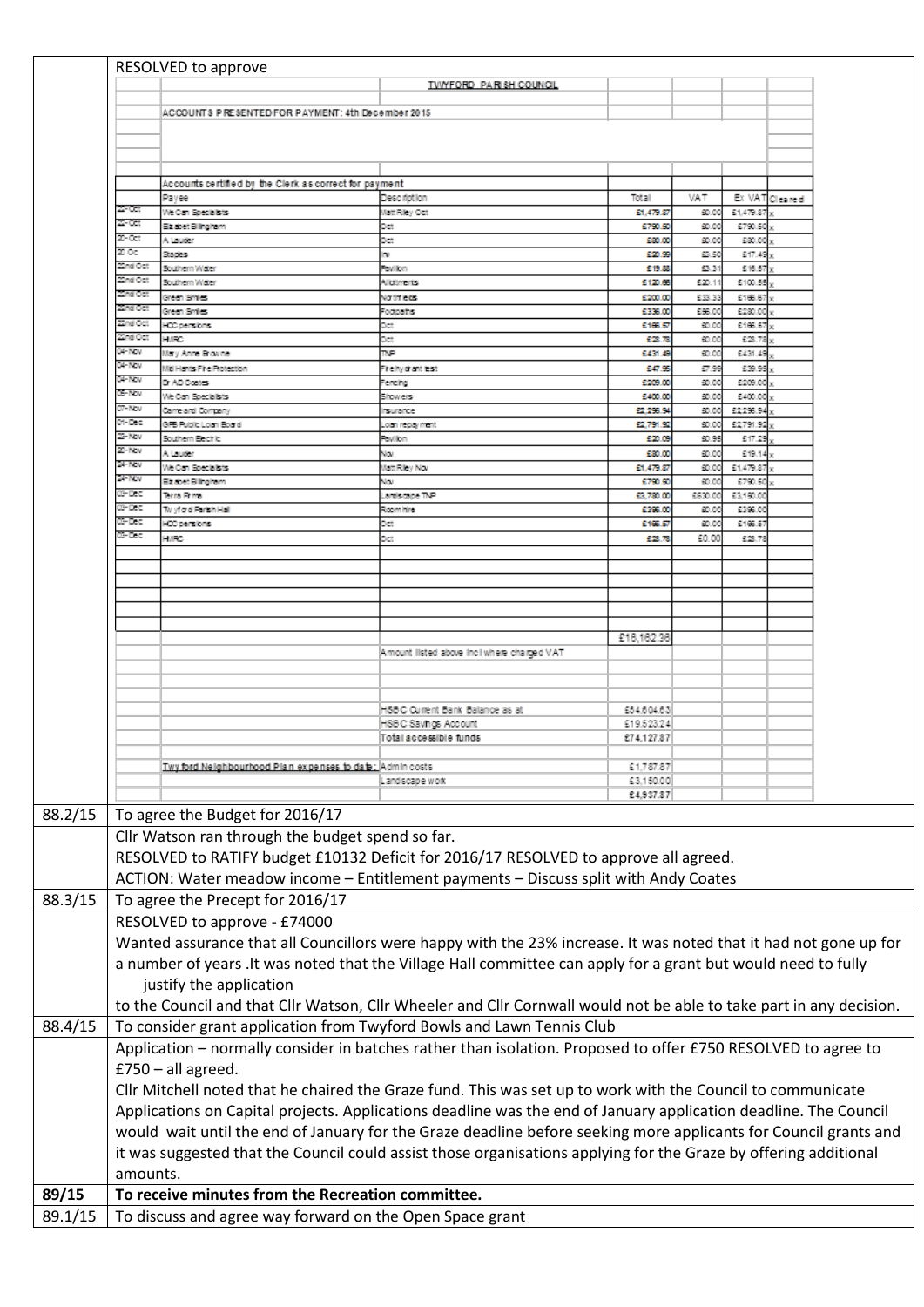| | RESOLVED to approve |
|---|---|

**TWYFORD PARISH COUNCIL**

**ACCOUNTS PRESENTED FOR PAYMENT: 4th December 2015**

Accounts certified by the Clerk as correct for payment

| Date | Payee | Description | Total | VAT | Ex VAT | Cleared |
|---|---|---|---|---|---|---|
| 22-Oct | We Can Specialists | Matt Riley Oct | £1,479.87 | £0.00 | £1,479.87 | x |
| 22-Oct | Elizabet Billingham | Oct | £790.50 | £0.00 | £790.50 | x |
| 22-Oct | A Lauder | Oct | £80.00 | £0.00 | £80.00 | x |
| 20 Oc | Staples | Inv | £20.99 | £3.50 | £17.49 | x |
| 22nd Oct | Southern Water | Pavilion | £19.88 | £3.31 | £16.57 | x |
| 22nd Oct | Southern Water | Allotments | £120.66 | £20.11 | £100.55 | x |
| 22nd Oct | Green Smiles | Northfields | £200.00 | £33.33 | £166.67 | x |
| 22nd Oct | Green Smiles | Footpaths | £336.00 | £56.00 | £280.00 | x |
| 22nd Oct | HCC pensions | Oct | £166.57 | £0.00 | £166.57 | x |
| 22nd Oct | HMRC | Oct | £28.78 | £0.00 | £28.78 | x |
| 04-Nov | Mary Anne Browne | TNP | £431.49 | £0.00 | £431.49 | x |
| 04-Nov | Mid Hants Fire Protection | Fire hydrant test | £47.95 | £7.99 | £39.96 | x |
| 04-Nov | Dr AD Coates | Fencing | £209.00 | £0.00 | £209.00 | x |
| 05-Nov | We Can Specialists | Showers | £400.00 | £0.00 | £400.00 | x |
| 07-Nov | Came and Company | Insurance | £2,296.94 | £0.00 | £2,296.94 | x |
| 01-Dec | GPB Public Loan Board | Loan repayment | £2,791.92 | £0.00 | £2,791.92 | x |
| 23-Nov | Southern Electric | Pavilion | £20.09 | £0.95 | £17.29 | x |
| 20-Nov | A Lauder | Nov | £80.00 | £0.00 | £19.14 | x |
| 24-Nov | We Can Specialists | Matt Riley Nov | £1,479.87 | £0.00 | £1,479.87 | x |
| 24-Nov | Elizabet Billingham | Nov | £790.50 | £0.00 | £790.50 | x |
| 03-Dec | Terra Firma | Landscape TNP | £3,780.00 | £630.00 | £3,150.00 | |
| 03-Dec | Twyford Parish Hall | Room hire | £396.00 | £0.00 | £396.00 | |
| 03-Dec | HCC pensions | Oct | £166.57 | £0.00 | £166.57 | |
| 03-Dec | HMRC | Oct | £28.78 | £0.00 | £28.78 | |
| | | | £16,162.36 | | | |
| | | Amount listed above incl where charged VAT | | | | |
| | | HSBC Current Bank Balance as at | £54,604.63 | | | |
| | | HSBC Savings Account | £19,523.24 | | | |
| | | **Total accessible funds** | £74,127.87 | | | |
| | Twyford Neighbourhood Plan expenses to date: | Admin costs | £1,787.87 | | | |
| | | Landscape work | £3,150.00 | | | |
| | | | £4,937.87 | | | |

| | |
|---|---|
| 88.2/15 | To agree the Budget for 2016/17 |
| | Cllr Watson ran through the budget spend so far.<br>RESOLVED to RATIFY budget £10132 Deficit for 2016/17 RESOLVED to approve all agreed.<br>ACTION: Water meadow income – Entitlement payments – Discuss split with Andy Coates |
| 88.3/15 | To agree the Precept for 2016/17 |
| | RESOLVED to approve - £74000<br>Wanted assurance that all Councillors were happy with the 23% increase. It was noted that it had not gone up for a number of years .It was noted that the Village Hall committee can apply for a grant but would need to fully justify the application<br>to the Council and that Cllr Watson, Cllr Wheeler and Cllr Cornwall would not be able to take part in any decision. |
| 88.4/15 | To consider grant application from Twyford Bowls and Lawn Tennis Club |
| | Application – normally consider in batches rather than isolation. Proposed to offer £750 RESOLVED to agree to £750 – all agreed.<br>Cllr Mitchell noted that he chaired the Graze fund. This was set up to work with the Council to communicate Applications on Capital projects. Applications deadline was the end of January application deadline. The Council would wait until the end of January for the Graze deadline before seeking more applicants for Council grants and it was suggested that the Council could assist those organisations applying for the Graze by offering additional amounts. |
| **89/15** | **To receive minutes from the Recreation committee.** |
| 89.1/15 | To discuss and agree way forward on the Open Space grant |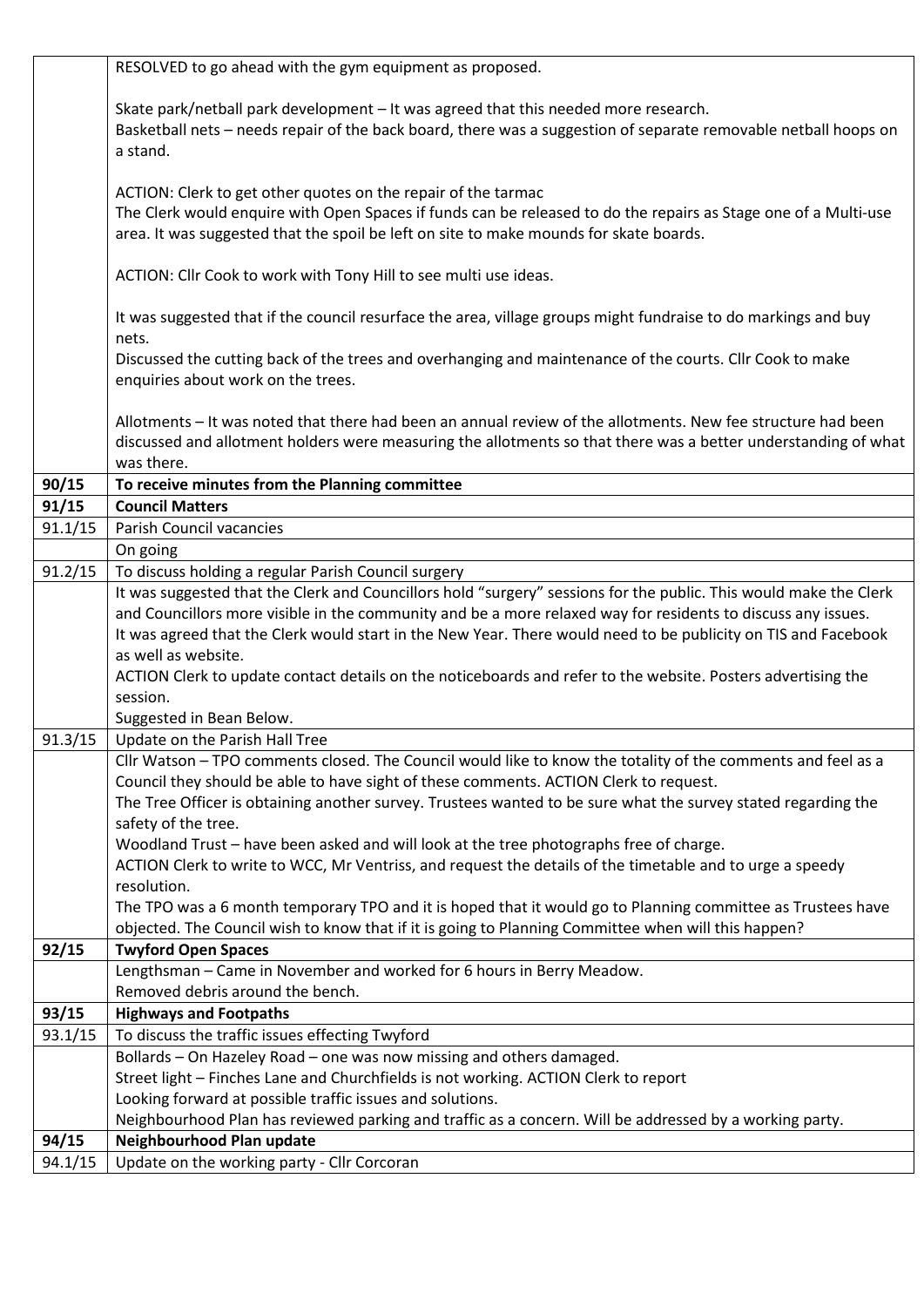| | |
|---|---|
| | RESOLVED to go ahead with the gym equipment as proposed.<br><br>Skate park/netball park development – It was agreed that this needed more research.<br>Basketball nets – needs repair of the back board, there was a suggestion of separate removable netball hoops on a stand.<br><br>ACTION: Clerk to get other quotes on the repair of the tarmac<br>The Clerk would enquire with Open Spaces if funds can be released to do the repairs as Stage one of a Multi-use area. It was suggested that the spoil be left on site to make mounds for skate boards.<br><br>ACTION: Cllr Cook to work with Tony Hill to see multi use ideas.<br><br>It was suggested that if the council resurface the area, village groups might fundraise to do markings and buy nets.<br>Discussed the cutting back of the trees and overhanging and maintenance of the courts. Cllr Cook to make enquiries about work on the trees.<br><br>Allotments – It was noted that there had been an annual review of the allotments. New fee structure had been discussed and allotment holders were measuring the allotments so that there was a better understanding of what was there. |
| **90/15** | **To receive minutes from the Planning committee** |
| **91/15** | **Council Matters** |
| 91.1/15 | Parish Council vacancies |
| | On going |
| 91.2/15 | To discuss holding a regular Parish Council surgery |
| | It was suggested that the Clerk and Councillors hold "surgery" sessions for the public. This would make the Clerk and Councillors more visible in the community and be a more relaxed way for residents to discuss any issues.<br>It was agreed that the Clerk would start in the New Year. There would need to be publicity on TIS and Facebook as well as website.<br>ACTION Clerk to update contact details on the noticeboards and refer to the website. Posters advertising the session.<br>Suggested in Bean Below. |
| 91.3/15 | Update on the Parish Hall Tree |
| | Cllr Watson – TPO comments closed. The Council would like to know the totality of the comments and feel as a Council they should be able to have sight of these comments. ACTION Clerk to request.<br>The Tree Officer is obtaining another survey. Trustees wanted to be sure what the survey stated regarding the safety of the tree.<br>Woodland Trust – have been asked and will look at the tree photographs free of charge.<br>ACTION Clerk to write to WCC, Mr Ventriss, and request the details of the timetable and to urge a speedy resolution.<br>The TPO was a 6 month temporary TPO and it is hoped that it would go to Planning committee as Trustees have objected. The Council wish to know that if it is going to Planning Committee when will this happen? |
| **92/15** | **Twyford Open Spaces** |
| | Lengthsman – Came in November and worked for 6 hours in Berry Meadow.<br>Removed debris around the bench. |
| **93/15** | **Highways and Footpaths** |
| 93.1/15 | To discuss the traffic issues effecting Twyford |
| | Bollards – On Hazeley Road – one was now missing and others damaged.<br>Street light – Finches Lane and Churchfields is not working. ACTION Clerk to report<br>Looking forward at possible traffic issues and solutions.<br>Neighbourhood Plan has reviewed parking and traffic as a concern. Will be addressed by a working party. |
| **94/15** | **Neighbourhood Plan update** |
| 94.1/15 | Update on the working party - Cllr Corcoran |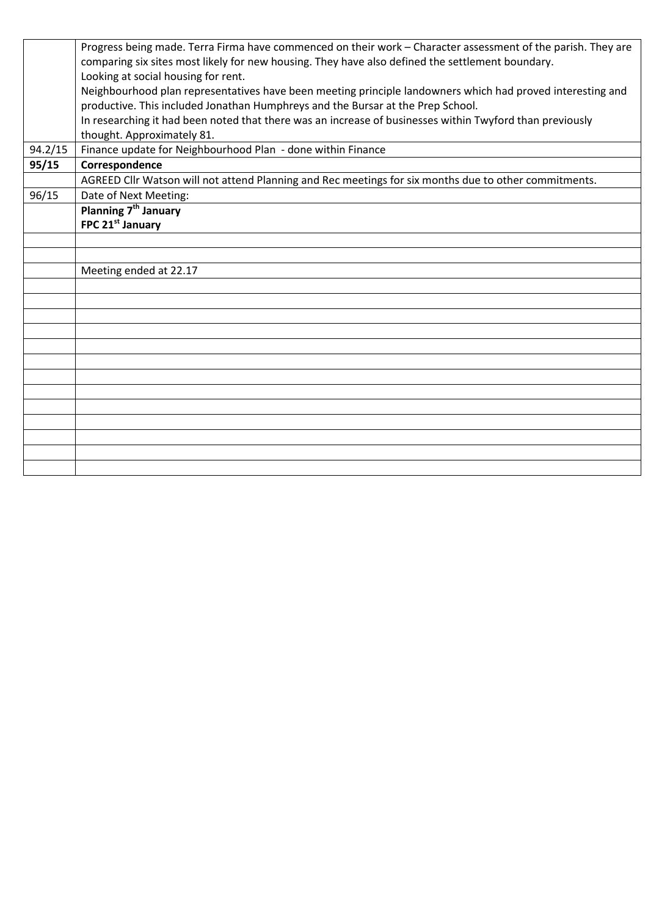| | |
|---|---|
| | Progress being made. Terra Firma have commenced on their work – Character assessment of the parish. They are comparing six sites most likely for new housing. They have also defined the settlement boundary.<br>Looking at social housing for rent.<br>Neighbourhood plan representatives have been meeting principle landowners which had proved interesting and productive. This included Jonathan Humphreys and the Bursar at the Prep School.<br>In researching it had been noted that there was an increase of businesses within Twyford than previously thought. Approximately 81. |
| 94.2/15 | Finance update for Neighbourhood Plan - done within Finance |
| **95/15** | **Correspondence** |
| | AGREED Cllr Watson will not attend Planning and Rec meetings for six months due to other commitments. |
| 96/15 | Date of Next Meeting: |
| | **Planning 7th January**<br>**FPC 21st January** |
| | |
| | |
| | Meeting ended at 22.17 |
| | |
| | |
| | |
| | |
| | |
| | |
| | |
| | |
| | |
| | |
| | |
| | |
| | |